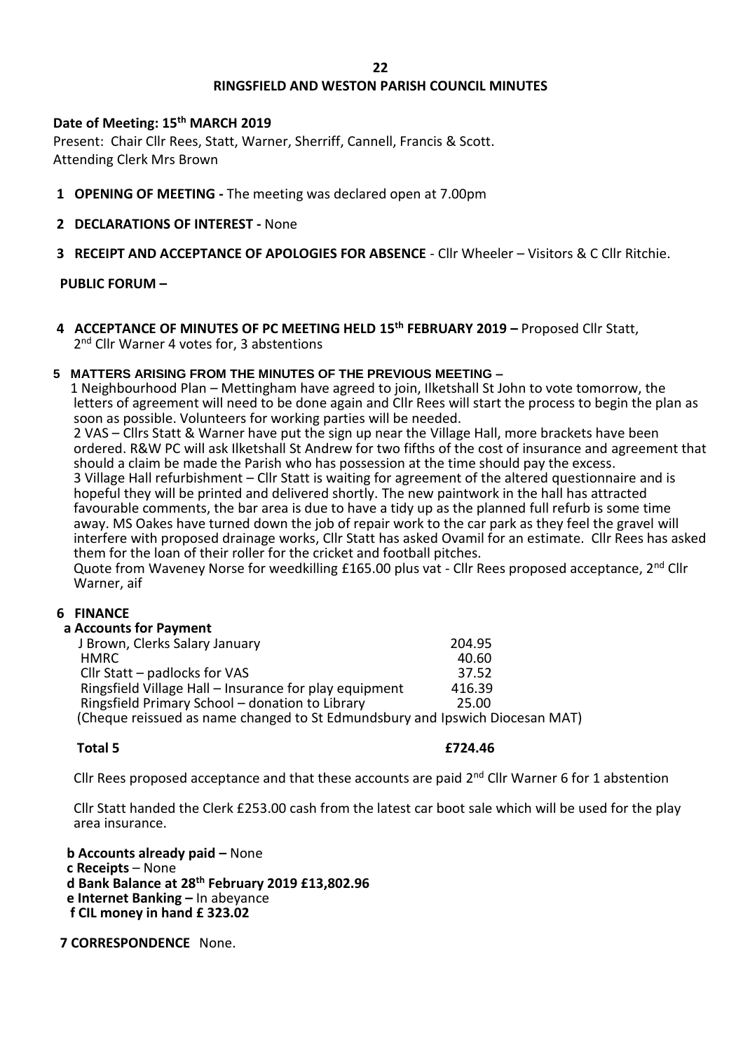## RINGSFIELD AND WESTON PARISH COUNCIL MINUTES

**Date of Meeting: 15th MARCH 2019**

Present: Chair Cllr Rees, Statt, Warner, Sherriff, Cannell, Francis & Scott.
Attending Clerk Mrs Brown

**1 OPENING OF MEETING -** The meeting was declared open at 7.00pm

**2 DECLARATIONS OF INTEREST -** None

**3 RECEIPT AND ACCEPTANCE OF APOLOGIES FOR ABSENCE** - Cllr Wheeler – Visitors & C Cllr Ritchie.

**PUBLIC FORUM –**

**4 ACCEPTANCE OF MINUTES OF PC MEETING HELD 15th FEBRUARY 2019 –** Proposed Cllr Statt, 2nd Cllr Warner 4 votes for, 3 abstentions

**5 MATTERS ARISING FROM THE MINUTES OF THE PREVIOUS MEETING –**

1 Neighbourhood Plan – Mettingham have agreed to join, Ilketshall St John to vote tomorrow, the letters of agreement will need to be done again and Cllr Rees will start the process to begin the plan as soon as possible. Volunteers for working parties will be needed.

2 VAS – Cllrs Statt & Warner have put the sign up near the Village Hall, more brackets have been ordered. R&W PC will ask Ilketshall St Andrew for two fifths of the cost of insurance and agreement that should a claim be made the Parish who has possession at the time should pay the excess.

3 Village Hall refurbishment – Cllr Statt is waiting for agreement of the altered questionnaire and is hopeful they will be printed and delivered shortly. The new paintwork in the hall has attracted favourable comments, the bar area is due to have a tidy up as the planned full refurb is some time away. MS Oakes have turned down the job of repair work to the car park as they feel the gravel will interfere with proposed drainage works, Cllr Statt has asked Ovamil for an estimate. Cllr Rees has asked them for the loan of their roller for the cricket and football pitches.

Quote from Waveney Norse for weedkilling £165.00 plus vat - Cllr Rees proposed acceptance, 2nd Cllr Warner, aif

**6 FINANCE**

**a Accounts for Payment**

| | |
|---|---|
| J Brown, Clerks Salary January | 204.95 |
| HMRC | 40.60 |
| Cllr Statt – padlocks for VAS | 37.52 |
| Ringsfield Village Hall – Insurance for play equipment | 416.39 |
| Ringsfield Primary School – donation to Library | 25.00 |
| (Cheque reissued as name changed to St Edmundsbury and Ipswich Diocesan MAT) | |
| **Total 5** | **£724.46** |

Cllr Rees proposed acceptance and that these accounts are paid 2nd Cllr Warner 6 for 1 abstention

Cllr Statt handed the Clerk £253.00 cash from the latest car boot sale which will be used for the play area insurance.

**b Accounts already paid –** None
**c Receipts** – None
**d Bank Balance at 28th February 2019 £13,802.96**
**e Internet Banking –** In abeyance
**f CIL money in hand £ 323.02**

**7 CORRESPONDENCE** None.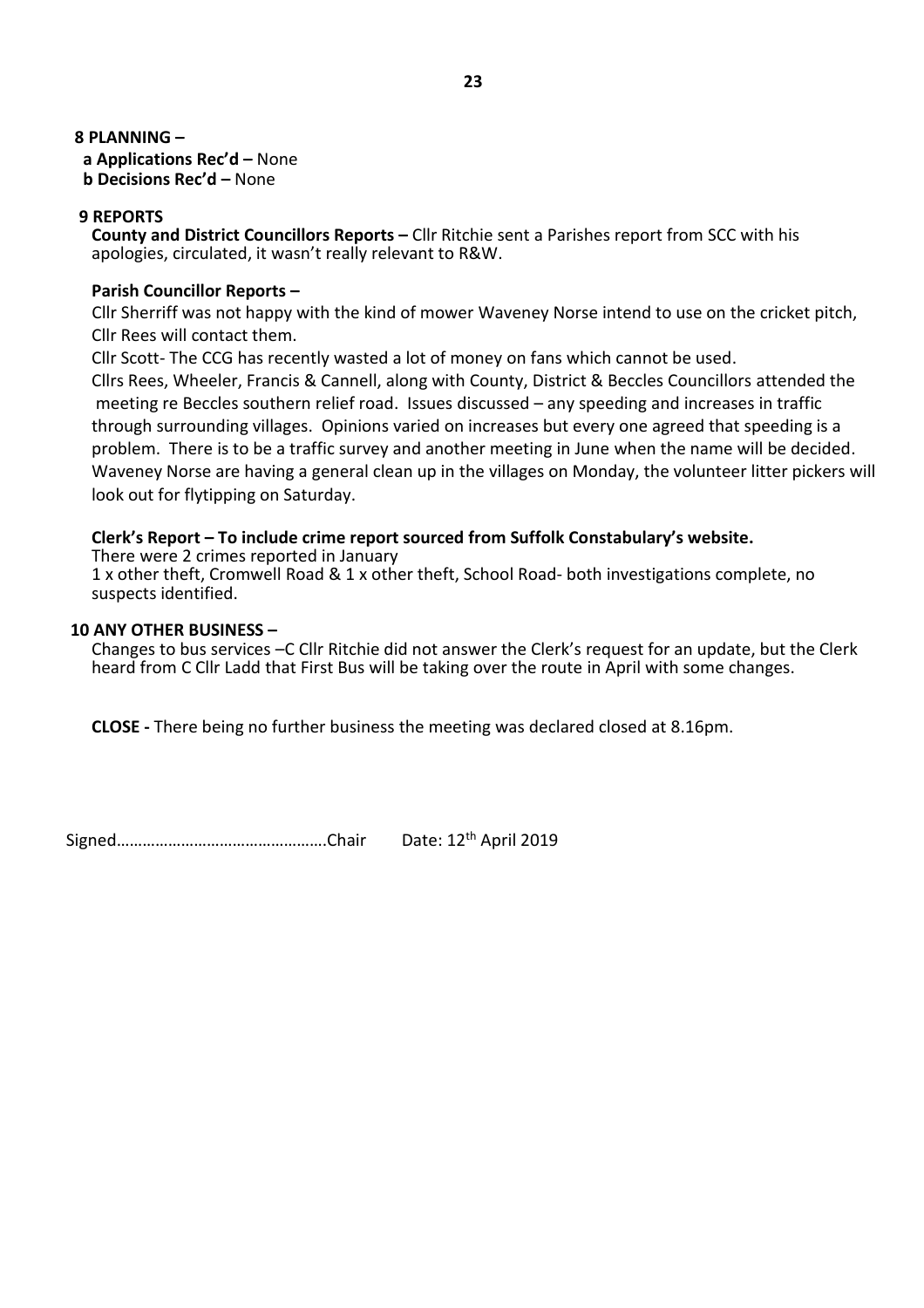**8 PLANNING –**

**a Applications Rec'd –** None

**b Decisions Rec'd –** None

**9 REPORTS**

**County and District Councillors Reports –** Cllr Ritchie sent a Parishes report from SCC with his apologies, circulated, it wasn't really relevant to R&W.

**Parish Councillor Reports –**

Cllr Sherriff was not happy with the kind of mower Waveney Norse intend to use on the cricket pitch, Cllr Rees will contact them.

Cllr Scott- The CCG has recently wasted a lot of money on fans which cannot be used.

Cllrs Rees, Wheeler, Francis & Cannell, along with County, District & Beccles Councillors attended the meeting re Beccles southern relief road. Issues discussed – any speeding and increases in traffic through surrounding villages. Opinions varied on increases but every one agreed that speeding is a problem. There is to be a traffic survey and another meeting in June when the name will be decided. Waveney Norse are having a general clean up in the villages on Monday, the volunteer litter pickers will look out for flytipping on Saturday.

**Clerk's Report – To include crime report sourced from Suffolk Constabulary's website.**

There were 2 crimes reported in January

1 x other theft, Cromwell Road & 1 x other theft, School Road- both investigations complete, no suspects identified.

**10 ANY OTHER BUSINESS –**

Changes to bus services –C Cllr Ritchie did not answer the Clerk's request for an update, but the Clerk heard from C Cllr Ladd that First Bus will be taking over the route in April with some changes.

**CLOSE -** There being no further business the meeting was declared closed at 8.16pm.

Signed…………………………………………Chair Date: 12th April 2019